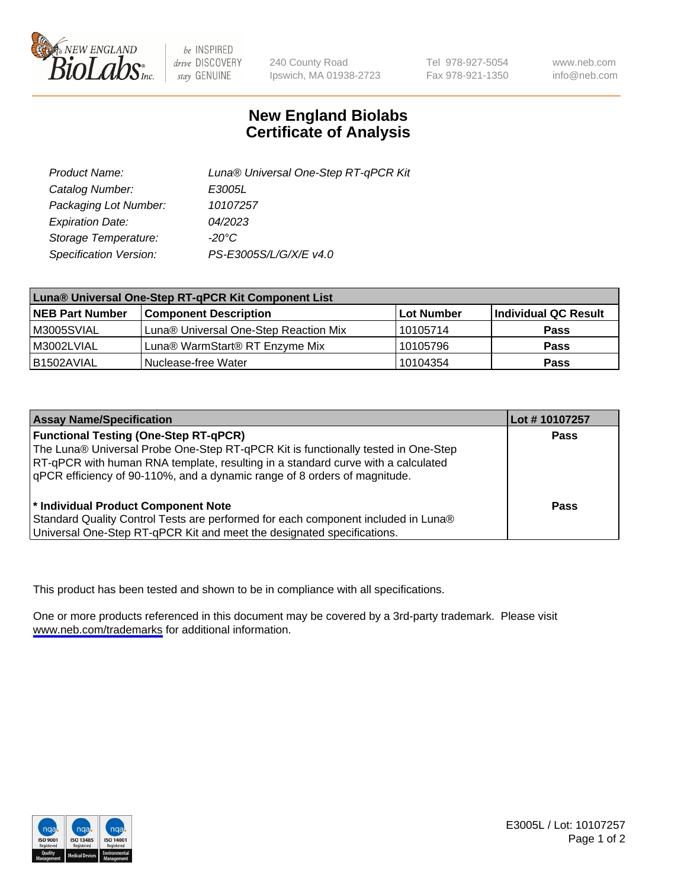NEW ENGLAND BioLabs Inc. — be INSPIRED drive DISCOVERY stay GENUINE

240 County Road
Ipswich, MA 01938-2723

Tel 978-927-5054
Fax 978-921-1350

www.neb.com
info@neb.com

# New England Biolabs
# Certificate of Analysis

| | |
|---|---|
| *Product Name:* | *Luna® Universal One-Step RT-qPCR Kit* |
| *Catalog Number:* | *E3005L* |
| *Packaging Lot Number:* | *10107257* |
| *Expiration Date:* | *04/2023* |
| *Storage Temperature:* | *-20°C* |
| *Specification Version:* | *PS-E3005S/L/G/X/E v4.0* |

| **Luna® Universal One-Step RT-qPCR Kit Component List** | | | |
|---|---|---|---|
| **NEB Part Number** | **Component Description** | **Lot Number** | **Individual QC Result** |
| M3005SVIAL | Luna® Universal One-Step Reaction Mix | 10105714 | **Pass** |
| M3002LVIAL | Luna® WarmStart® RT Enzyme Mix | 10105796 | **Pass** |
| B1502AVIAL | Nuclease-free Water | 10104354 | **Pass** |

| **Assay Name/Specification** | **Lot # 10107257** |
|---|---|
| **Functional Testing (One-Step RT-qPCR)**<br>The Luna® Universal Probe One-Step RT-qPCR Kit is functionally tested in One-Step RT-qPCR with human RNA template, resulting in a standard curve with a calculated qPCR efficiency of 90-110%, and a dynamic range of 8 orders of magnitude. | **Pass** |
| **\* Individual Product Component Note**<br>Standard Quality Control Tests are performed for each component included in Luna® Universal One-Step RT-qPCR Kit and meet the designated specifications. | **Pass** |

This product has been tested and shown to be in compliance with all specifications.

One or more products referenced in this document may be covered by a 3rd-party trademark. Please visit www.neb.com/trademarks for additional information.

E3005L / Lot: 10107257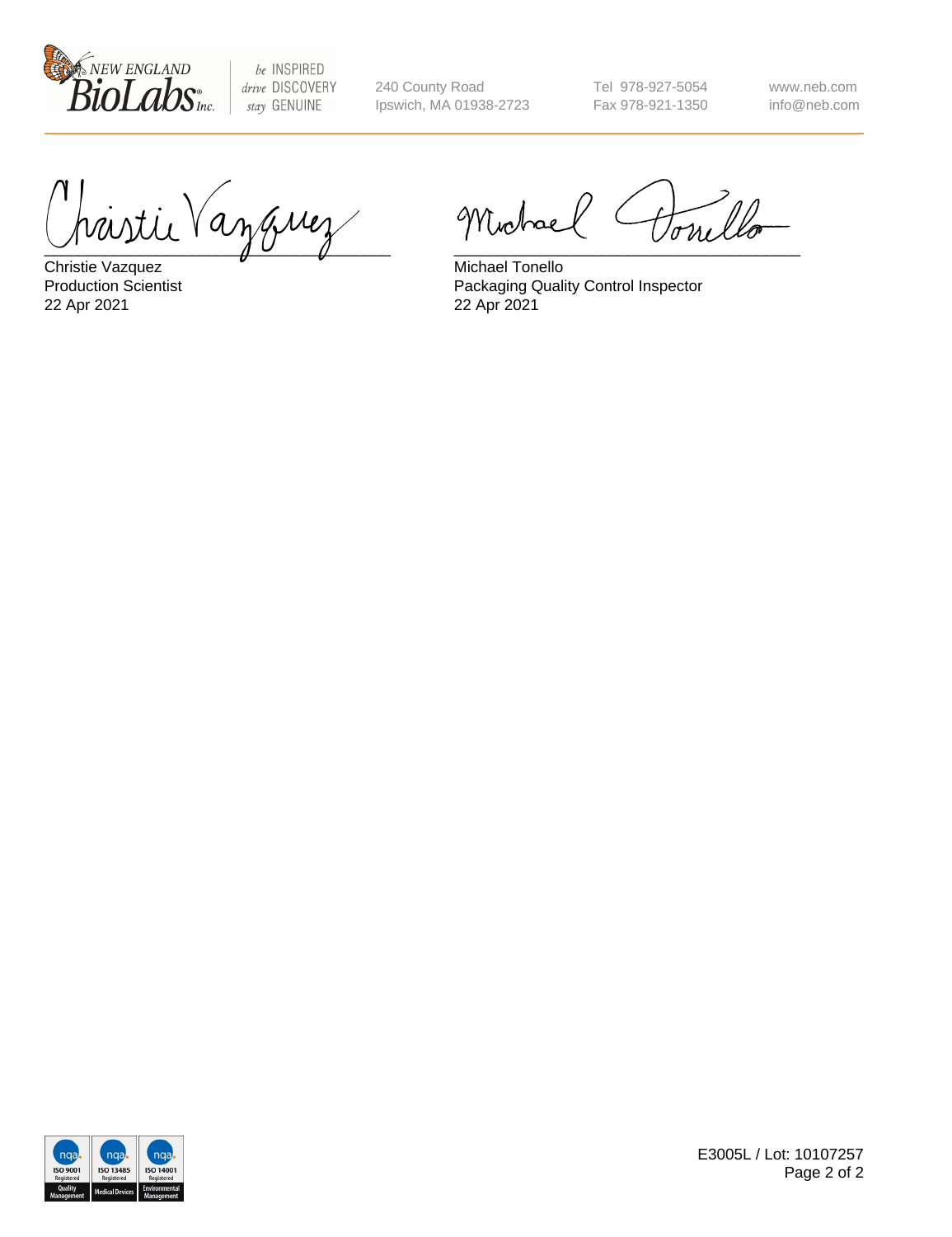be INSPIRED
drive DISCOVERY
stay GENUINE

240 County Road
Ipswich, MA 01938-2723

Tel 978-927-5054
Fax 978-921-1350

www.neb.com
info@neb.com

Christie Vazquez
Production Scientist
22 Apr 2021

Michael Tonello
Packaging Quality Control Inspector
22 Apr 2021

E3005L / Lot: 10107257